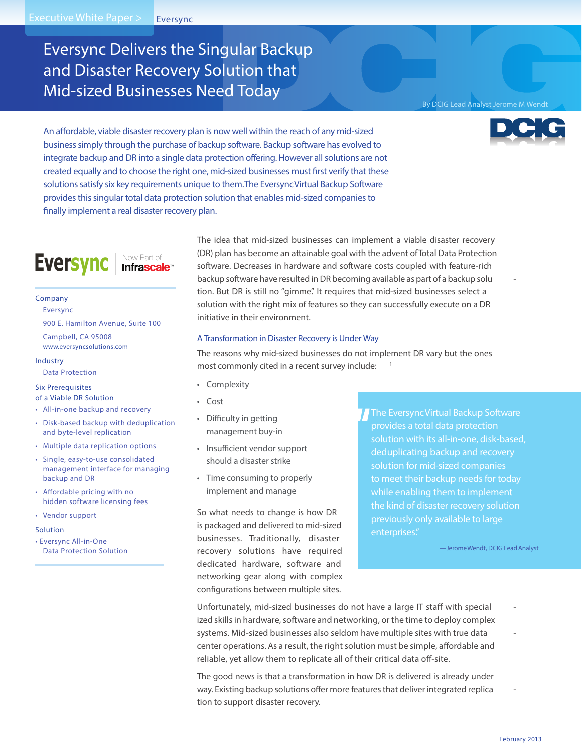Executive White Paper > Eversync

# Eversync Delivers the Singular Backup and Disaster Recovery Solution that Mid-sized Businesses Need Today

By DCIG Lead Analyst Jerome M Wendt

An affordable, viable disaster recovery plan is now well within the reach of any mid-sized business simply through the purchase of backup software. Backup software has evolved to integrate backup and DR into a single data protection offering. However all solutions are not created equally and to choose the right one, mid-sized businesses must first verify that these solutions satisfy six key requirements unique to them. The Eversync Virtual Backup Software provides this singular total data protection solution that enables mid-sized companies to finally implement a real disaster recovery plan.

Eversync | Now Part of Infrascale™

**Company**
Eversync
900 E. Hamilton Avenue, Suite 100
Campbell, CA 95008
www.eversyncsolutions.com

**Industry**
Data Protection

**Six Prerequisites of a Viable DR Solution**

- All-in-one backup and recovery
- Disk-based backup with deduplication and byte-level replication
- Multiple data replication options
- Single, easy-to-use consolidated management interface for managing backup and DR
- Affordable pricing with no hidden software licensing fees
- Vendor support

**Solution**

- Eversync All-in-One Data Protection Solution

The idea that mid-sized businesses can implement a viable disaster recovery (DR) plan has become an attainable goal with the advent of Total Data Protection software. Decreases in hardware and software costs coupled with feature-rich backup software have resulted in DR becoming available as part of a backup solution. But DR is still no "gimme." It requires that mid-sized businesses select a solution with the right mix of features so they can successfully execute on a DR initiative in their environment.

## A Transformation in Disaster Recovery is Under Way

The reasons why mid-sized businesses do not implement DR vary but the ones most commonly cited in a recent survey include:[1]

- Complexity
- Cost
- Difficulty in getting management buy-in
- Insufficient vendor support should a disaster strike
- Time consuming to properly implement and manage

So what needs to change is how DR is packaged and delivered to mid-sized businesses. Traditionally, disaster recovery solutions have required dedicated hardware, software and networking gear along with complex configurations between multiple sites.

> "The Eversync Virtual Backup Software provides a total data protection solution with its all-in-one, disk-based, deduplicating backup and recovery solution for mid-sized companies to meet their backup needs for today while enabling them to implement the kind of disaster recovery solution previously only available to large enterprises."
>
> —Jerome Wendt, DCIG Lead Analyst

Unfortunately, mid-sized businesses do not have a large IT staff with specialized skills in hardware, software and networking, or the time to deploy complex systems. Mid-sized businesses also seldom have multiple sites with true data center operations. As a result, the right solution must be simple, affordable and reliable, yet allow them to replicate all of their critical data off-site.

The good news is that a transformation in how DR is delivered is already under way. Existing backup solutions offer more features that deliver integrated replication to support disaster recovery.

February 2013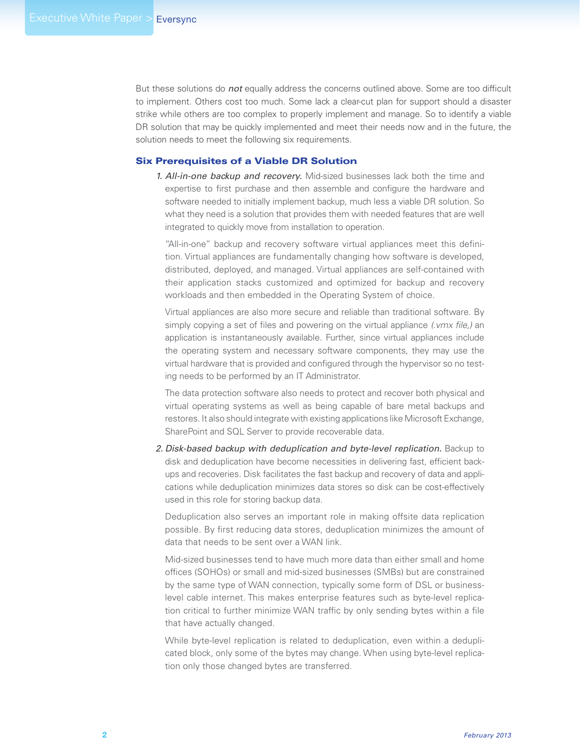But these solutions do ***not*** equally address the concerns outlined above. Some are too difficult to implement. Others cost too much. Some lack a clear-cut plan for support should a disaster strike while others are too complex to properly implement and manage. So to identify a viable DR solution that may be quickly implemented and meet their needs now and in the future, the solution needs to meet the following six requirements.

## Six Prerequisites of a Viable DR Solution

1. *All-in-one backup and recovery.* Mid-sized businesses lack both the time and expertise to first purchase and then assemble and configure the hardware and software needed to initially implement backup, much less a viable DR solution. So what they need is a solution that provides them with needed features that are well integrated to quickly move from installation to operation.

   "All-in-one" backup and recovery software virtual appliances meet this definition. Virtual appliances are fundamentally changing how software is developed, distributed, deployed, and managed. Virtual appliances are self-contained with their application stacks customized and optimized for backup and recovery workloads and then embedded in the Operating System of choice.

   Virtual appliances are also more secure and reliable than traditional software. By simply copying a set of files and powering on the virtual appliance *(.vmx file,)* an application is instantaneously available. Further, since virtual appliances include the operating system and necessary software components, they may use the virtual hardware that is provided and configured through the hypervisor so no testing needs to be performed by an IT Administrator.

   The data protection software also needs to protect and recover both physical and virtual operating systems as well as being capable of bare metal backups and restores. It also should integrate with existing applications like Microsoft Exchange, SharePoint and SQL Server to provide recoverable data.

2. *Disk-based backup with deduplication and byte-level replication.* Backup to disk and deduplication have become necessities in delivering fast, efficient backups and recoveries. Disk facilitates the fast backup and recovery of data and applications while deduplication minimizes data stores so disk can be cost-effectively used in this role for storing backup data.

   Deduplication also serves an important role in making offsite data replication possible. By first reducing data stores, deduplication minimizes the amount of data that needs to be sent over a WAN link.

   Mid-sized businesses tend to have much more data than either small and home offices (SOHOs) or small and mid-sized businesses (SMBs) but are constrained by the same type of WAN connection, typically some form of DSL or business-level cable internet. This makes enterprise features such as byte-level replication critical to further minimize WAN traffic by only sending bytes within a file that have actually changed.

   While byte-level replication is related to deduplication, even within a deduplicated block, only some of the bytes may change. When using byte-level replication only those changed bytes are transferred.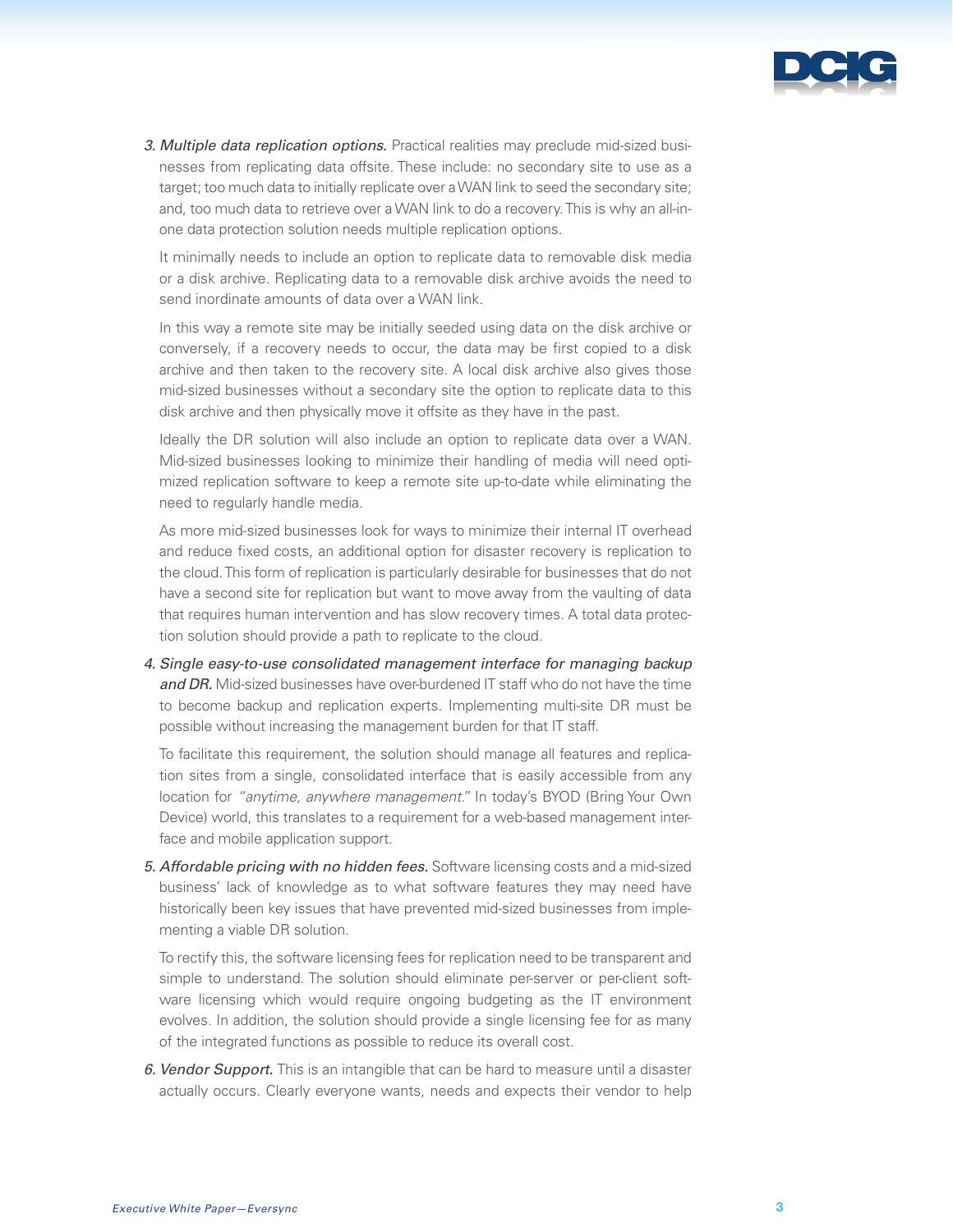3. *Multiple data replication options.* Practical realities may preclude mid-sized businesses from replicating data offsite. These include: no secondary site to use as a target; too much data to initially replicate over a WAN link to seed the secondary site; and, too much data to retrieve over a WAN link to do a recovery. This is why an all-in-one data protection solution needs multiple replication options.

   It minimally needs to include an option to replicate data to removable disk media or a disk archive. Replicating data to a removable disk archive avoids the need to send inordinate amounts of data over a WAN link.

   In this way a remote site may be initially seeded using data on the disk archive or conversely, if a recovery needs to occur, the data may be first copied to a disk archive and then taken to the recovery site. A local disk archive also gives those mid-sized businesses without a secondary site the option to replicate data to this disk archive and then physically move it offsite as they have in the past.

   Ideally the DR solution will also include an option to replicate data over a WAN. Mid-sized businesses looking to minimize their handling of media will need optimized replication software to keep a remote site up-to-date while eliminating the need to regularly handle media.

   As more mid-sized businesses look for ways to minimize their internal IT overhead and reduce fixed costs, an additional option for disaster recovery is replication to the cloud. This form of replication is particularly desirable for businesses that do not have a second site for replication but want to move away from the vaulting of data that requires human intervention and has slow recovery times. A total data protection solution should provide a path to replicate to the cloud.

4. *Single easy-to-use consolidated management interface for managing backup and DR.* Mid-sized businesses have over-burdened IT staff who do not have the time to become backup and replication experts. Implementing multi-site DR must be possible without increasing the management burden for that IT staff.

   To facilitate this requirement, the solution should manage all features and replication sites from a single, consolidated interface that is easily accessible from any location for *"anytime, anywhere management."* In today's BYOD (Bring Your Own Device) world, this translates to a requirement for a web-based management interface and mobile application support.

5. *Affordable pricing with no hidden fees.* Software licensing costs and a mid-sized business' lack of knowledge as to what software features they may need have historically been key issues that have prevented mid-sized businesses from implementing a viable DR solution.

   To rectify this, the software licensing fees for replication need to be transparent and simple to understand. The solution should eliminate per-server or per-client software licensing which would require ongoing budgeting as the IT environment evolves. In addition, the solution should provide a single licensing fee for as many of the integrated functions as possible to reduce its overall cost.

6. *Vendor Support.* This is an intangible that can be hard to measure until a disaster actually occurs. Clearly everyone wants, needs and expects their vendor to help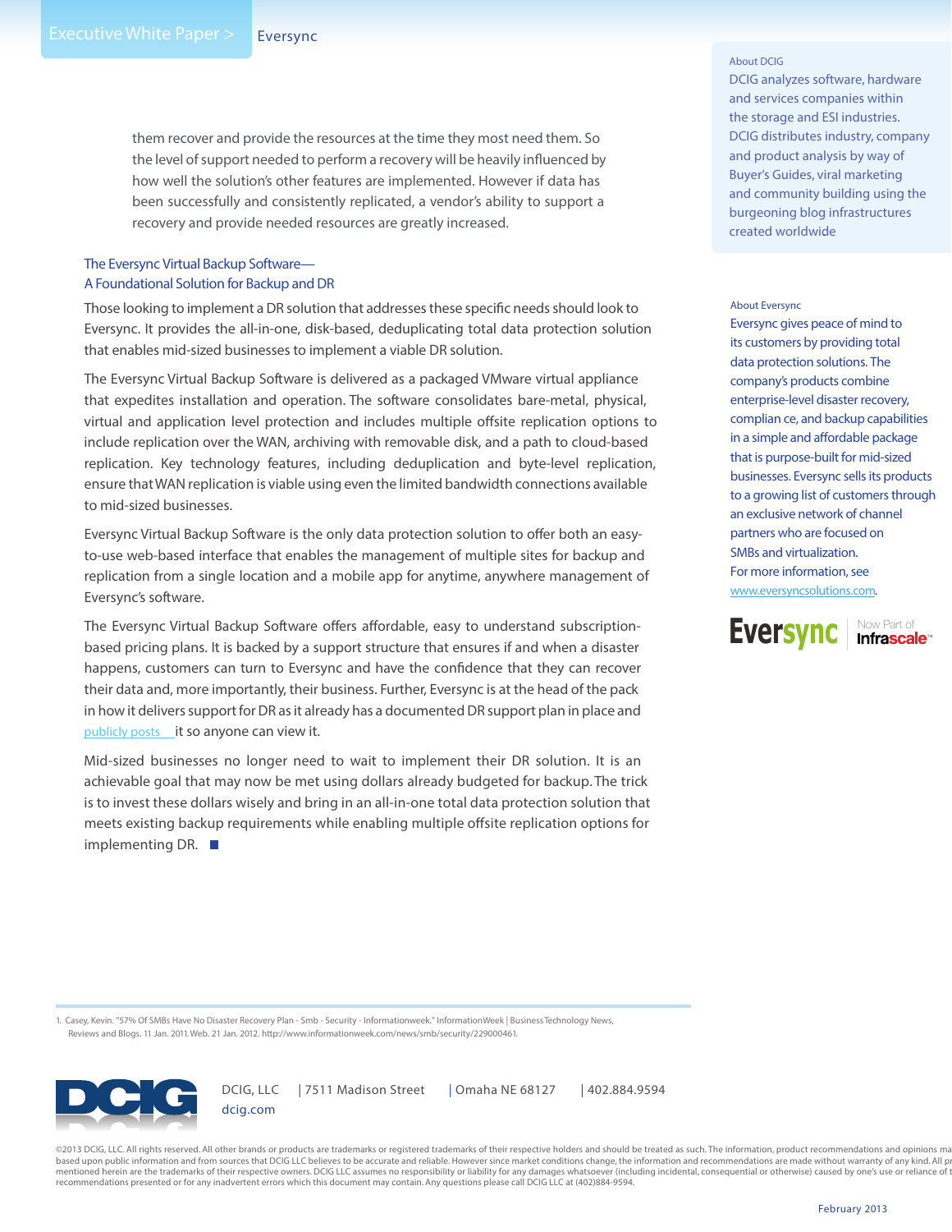them recover and provide the resources at the time they most need them. So the level of support needed to perform a recovery will be heavily influenced by how well the solution's other features are implemented. However if data has been successfully and consistently replicated, a vendor's ability to support a recovery and provide needed resources are greatly increased.

## The Eversync Virtual Backup Software— A Foundational Solution for Backup and DR

Those looking to implement a DR solution that addresses these specific needs should look to Eversync. It provides the all-in-one, disk-based, deduplicating total data protection solution that enables mid-sized businesses to implement a viable DR solution.

The Eversync Virtual Backup Software is delivered as a packaged VMware virtual appliance that expedites installation and operation. The software consolidates bare-metal, physical, virtual and application level protection and includes multiple offsite replication options to include replication over the WAN, archiving with removable disk, and a path to cloud-based replication. Key technology features, including deduplication and byte-level replication, ensure that WAN replication is viable using even the limited bandwidth connections available to mid-sized businesses.

Eversync Virtual Backup Software is the only data protection solution to offer both an easy-to-use web-based interface that enables the management of multiple sites for backup and replication from a single location and a mobile app for anytime, anywhere management of Eversync's software.

The Eversync Virtual Backup Software offers affordable, easy to understand subscription-based pricing plans. It is backed by a support structure that ensures if and when a disaster happens, customers can turn to Eversync and have the confidence that they can recover their data and, more importantly, their business. Further, Eversync is at the head of the pack in how it delivers support for DR as it already has a documented DR support plan in place and publicly posts it so anyone can view it.

Mid-sized businesses no longer need to wait to implement their DR solution. It is an achievable goal that may now be met using dollars already budgeted for backup. The trick is to invest these dollars wisely and bring in an all-in-one total data protection solution that meets existing backup requirements while enabling multiple offsite replication options for implementing DR.

---

1. Casey, Kevin. "57% Of SMBs Have No Disaster Recovery Plan - Smb - Security - Informationweek." InformationWeek | Business Technology News, Reviews and Blogs. 11 Jan. 2011. Web. 21 Jan. 2012. http://www.informationweek.com/news/smb/security/229000461.

---

About DCIG

DCIG analyzes software, hardware and services companies within the storage and ESI industries. DCIG distributes industry, company and product analysis by way of Buyer's Guides, viral marketing and community building using the burgeoning blog infrastructures created worldwide

About Eversync

Eversync gives peace of mind to its customers by providing total data protection solutions. The company's products combine enterprise-level disaster recovery, complian ce, and backup capabilities in a simple and affordable package that is purpose-built for mid-sized businesses. Eversync sells its products to a growing list of customers through an exclusive network of channel partners who are focused on SMBs and virtualization. For more information, see www.eversyncsolutions.com.

Eversync | Now Part of Infrascale

DCIG, LLC | 7511 Madison Street | Omaha NE 68127 | 402.884.9594
dcig.com

©2013 DCIG, LLC. All rights reserved. All other brands or products are trademarks or registered trademarks of their respective holders and should be treated as such. The information, product recommendations and opinions ma based upon public information and from sources that DCIG LLC believes to be accurate and reliable. However since market conditions change, the information and recommendations are made without warranty of any kind. All pr mentioned herein are the trademarks of their respective owners. DCIG LLC assumes no responsibility or liability for any damages whatsoever (including incidental, consequential or otherwise) caused by one's use or reliance of t recommendations presented or for any inadvertent errors which this document may contain. Any questions please call DCIG LLC at (402)884-9594.

February 2013